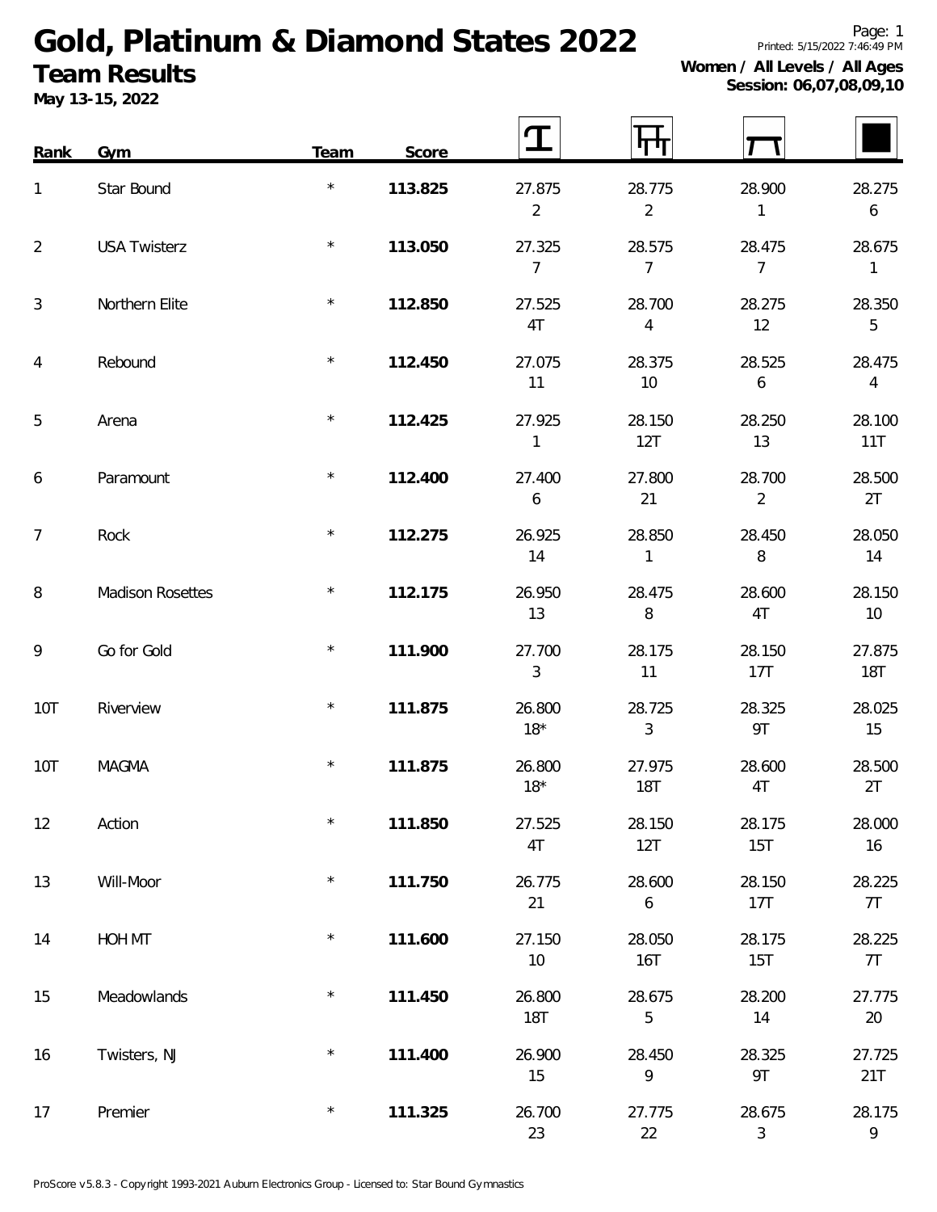# Gold, Platinum & Diamond States 2022

## Team Results

**May 13-15, 2022**

Printed: 5/15/2022 7:46:49 PM

**Women / All Levels / All Ages**
**Session: 06,07,08,09,10**

| Rank | Gym | Team | Score | Vault | Bars | Beam | Floor |
|---|---|---|---|---|---|---|---|
| 1 | Star Bound | * | **113.825** | 27.875 2 | 28.775 2 | 28.900 1 | 28.275 6 |
| 2 | USA Twisterz | * | **113.050** | 27.325 7 | 28.575 7 | 28.475 7 | 28.675 1 |
| 3 | Northern Elite | * | **112.850** | 27.525 4T | 28.700 4 | 28.275 12 | 28.350 5 |
| 4 | Rebound | * | **112.450** | 27.075 11 | 28.375 10 | 28.525 6 | 28.475 4 |
| 5 | Arena | * | **112.425** | 27.925 1 | 28.150 12T | 28.250 13 | 28.100 11T |
| 6 | Paramount | * | **112.400** | 27.400 6 | 27.800 21 | 28.700 2 | 28.500 2T |
| 7 | Rock | * | **112.275** | 26.925 14 | 28.850 1 | 28.450 8 | 28.050 14 |
| 8 | Madison Rosettes | * | **112.175** | 26.950 13 | 28.475 8 | 28.600 4T | 28.150 10 |
| 9 | Go for Gold | * | **111.900** | 27.700 3 | 28.175 11 | 28.150 17T | 27.875 18T |
| 10T | Riverview | * | **111.875** | 26.800 18* | 28.725 3 | 28.325 9T | 28.025 15 |
| 10T | MAGMA | * | **111.875** | 26.800 18* | 27.975 18T | 28.600 4T | 28.500 2T |
| 12 | Action | * | **111.850** | 27.525 4T | 28.150 12T | 28.175 15T | 28.000 16 |
| 13 | Will-Moor | * | **111.750** | 26.775 21 | 28.600 6 | 28.150 17T | 28.225 7T |
| 14 | HOH MT | * | **111.600** | 27.150 10 | 28.050 16T | 28.175 15T | 28.225 7T |
| 15 | Meadowlands | * | **111.450** | 26.800 18T | 28.675 5 | 28.200 14 | 27.775 20 |
| 16 | Twisters, NJ | * | **111.400** | 26.900 15 | 28.450 9 | 28.325 9T | 27.725 21T |
| 17 | Premier | * | **111.325** | 26.700 23 | 27.775 22 | 28.675 3 | 28.175 9 |

ProScore v5.8.3 - Copyright 1993-2021 Auburn Electronics Group - Licensed to: Star Bound Gymnastics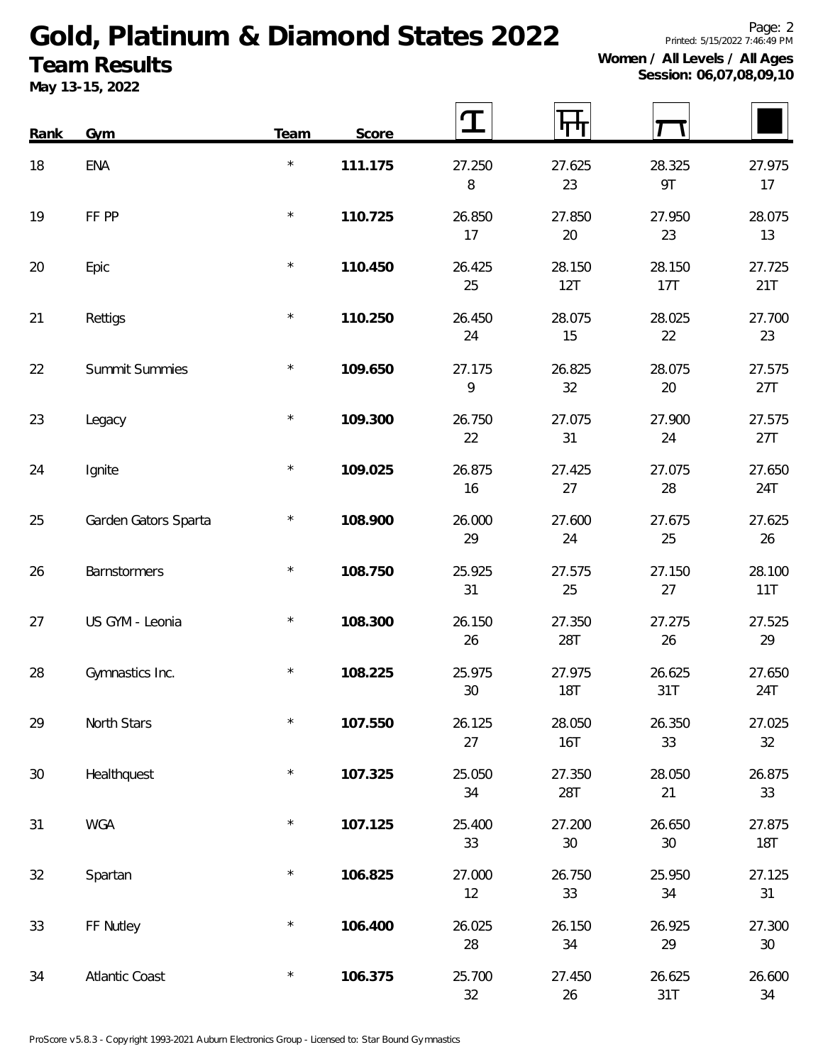# Gold, Platinum & Diamond States 2022

## Team Results

**May 13-15, 2022**

**Women / All Levels / All Ages**
**Session: 06,07,08,09,10**

| Rank | Gym | Team | Score | Vault | Bars | Beam | Floor |
|---|---|---|---|---|---|---|---|
| 18 | ENA | * | **111.175** | 27.250 8 | 27.625 23 | 28.325 9T | 27.975 17 |
| 19 | FF PP | * | **110.725** | 26.850 17 | 27.850 20 | 27.950 23 | 28.075 13 |
| 20 | Epic | * | **110.450** | 26.425 25 | 28.150 12T | 28.150 17T | 27.725 21T |
| 21 | Rettigs | * | **110.250** | 26.450 24 | 28.075 15 | 28.025 22 | 27.700 23 |
| 22 | Summit Summies | * | **109.650** | 27.175 9 | 26.825 32 | 28.075 20 | 27.575 27T |
| 23 | Legacy | * | **109.300** | 26.750 22 | 27.075 31 | 27.900 24 | 27.575 27T |
| 24 | Ignite | * | **109.025** | 26.875 16 | 27.425 27 | 27.075 28 | 27.650 24T |
| 25 | Garden Gators Sparta | * | **108.900** | 26.000 29 | 27.600 24 | 27.675 25 | 27.625 26 |
| 26 | Barnstormers | * | **108.750** | 25.925 31 | 27.575 25 | 27.150 27 | 28.100 11T |
| 27 | US GYM - Leonia | * | **108.300** | 26.150 26 | 27.350 28T | 27.275 26 | 27.525 29 |
| 28 | Gymnastics Inc. | * | **108.225** | 25.975 30 | 27.975 18T | 26.625 31T | 27.650 24T |
| 29 | North Stars | * | **107.550** | 26.125 27 | 28.050 16T | 26.350 33 | 27.025 32 |
| 30 | Healthquest | * | **107.325** | 25.050 34 | 27.350 28T | 28.050 21 | 26.875 33 |
| 31 | WGA | * | **107.125** | 25.400 33 | 27.200 30 | 26.650 30 | 27.875 18T |
| 32 | Spartan | * | **106.825** | 27.000 12 | 26.750 33 | 25.950 34 | 27.125 31 |
| 33 | FF Nutley | * | **106.400** | 26.025 28 | 26.150 34 | 26.925 29 | 27.300 30 |
| 34 | Atlantic Coast | * | **106.375** | 25.700 32 | 27.450 26 | 26.625 31T | 26.600 34 |

ProScore v5.8.3 - Copyright 1993-2021 Auburn Electronics Group - Licensed to: Star Bound Gymnastics